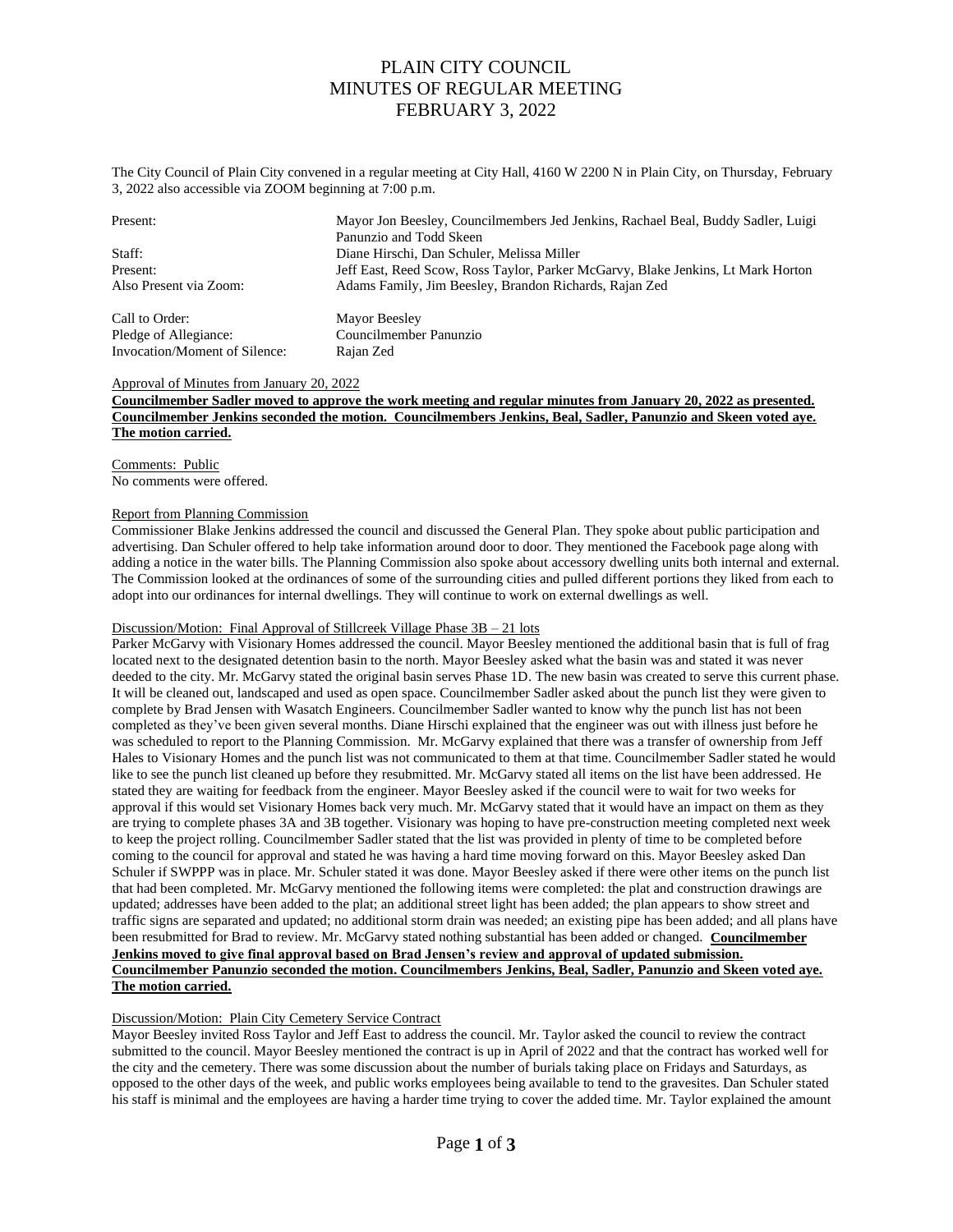# PLAIN CITY COUNCIL
# MINUTES OF REGULAR MEETING
# FEBRUARY 3, 2022

The City Council of Plain City convened in a regular meeting at City Hall, 4160 W 2200 N in Plain City, on Thursday, February 3, 2022 also accessible via ZOOM beginning at 7:00 p.m.

| | |
|---|---|
| Present: | Mayor Jon Beesley, Councilmembers Jed Jenkins, Rachael Beal, Buddy Sadler, Luigi Panunzio and Todd Skeen |
| Staff: | Diane Hirschi, Dan Schuler, Melissa Miller |
| Present: | Jeff East, Reed Scow, Ross Taylor, Parker McGarvy, Blake Jenkins, Lt Mark Horton |
| Also Present via Zoom: | Adams Family, Jim Beesley, Brandon Richards, Rajan Zed |

| | |
|---|---|
| Call to Order: | Mayor Beesley |
| Pledge of Allegiance: | Councilmember Panunzio |
| Invocation/Moment of Silence: | Rajan Zed |

Approval of Minutes from January 20, 2022

**Councilmember Sadler moved to approve the work meeting and regular minutes from January 20, 2022 as presented. Councilmember Jenkins seconded the motion. Councilmembers Jenkins, Beal, Sadler, Panunzio and Skeen voted aye. The motion carried.**

Comments: Public

No comments were offered.

Report from Planning Commission

Commissioner Blake Jenkins addressed the council and discussed the General Plan. They spoke about public participation and advertising. Dan Schuler offered to help take information around door to door. They mentioned the Facebook page along with adding a notice in the water bills. The Planning Commission also spoke about accessory dwelling units both internal and external. The Commission looked at the ordinances of some of the surrounding cities and pulled different portions they liked from each to adopt into our ordinances for internal dwellings. They will continue to work on external dwellings as well.

Discussion/Motion: Final Approval of Stillcreek Village Phase 3B – 21 lots

Parker McGarvy with Visionary Homes addressed the council. Mayor Beesley mentioned the additional basin that is full of frag located next to the designated detention basin to the north. Mayor Beesley asked what the basin was and stated it was never deeded to the city. Mr. McGarvy stated the original basin serves Phase 1D. The new basin was created to serve this current phase. It will be cleaned out, landscaped and used as open space. Councilmember Sadler asked about the punch list they were given to complete by Brad Jensen with Wasatch Engineers. Councilmember Sadler wanted to know why the punch list has not been completed as they've been given several months. Diane Hirschi explained that the engineer was out with illness just before he was scheduled to report to the Planning Commission. Mr. McGarvy explained that there was a transfer of ownership from Jeff Hales to Visionary Homes and the punch list was not communicated to them at that time. Councilmember Sadler stated he would like to see the punch list cleaned up before they resubmitted. Mr. McGarvy stated all items on the list have been addressed. He stated they are waiting for feedback from the engineer. Mayor Beesley asked if the council were to wait for two weeks for approval if this would set Visionary Homes back very much. Mr. McGarvy stated that it would have an impact on them as they are trying to complete phases 3A and 3B together. Visionary was hoping to have pre-construction meeting completed next week to keep the project rolling. Councilmember Sadler stated that the list was provided in plenty of time to be completed before coming to the council for approval and stated he was having a hard time moving forward on this. Mayor Beesley asked Dan Schuler if SWPPP was in place. Mr. Schuler stated it was done. Mayor Beesley asked if there were other items on the punch list that had been completed. Mr. McGarvy mentioned the following items were completed: the plat and construction drawings are updated; addresses have been added to the plat; an additional street light has been added; the plan appears to show street and traffic signs are separated and updated; no additional storm drain was needed; an existing pipe has been added; and all plans have been resubmitted for Brad to review. Mr. McGarvy stated nothing substantial has been added or changed. **Councilmember Jenkins moved to give final approval based on Brad Jensen's review and approval of updated submission. Councilmember Panunzio seconded the motion. Councilmembers Jenkins, Beal, Sadler, Panunzio and Skeen voted aye. The motion carried.**

Discussion/Motion: Plain City Cemetery Service Contract

Mayor Beesley invited Ross Taylor and Jeff East to address the council. Mr. Taylor asked the council to review the contract submitted to the council. Mayor Beesley mentioned the contract is up in April of 2022 and that the contract has worked well for the city and the cemetery. There was some discussion about the number of burials taking place on Fridays and Saturdays, as opposed to the other days of the week, and public works employees being available to tend to the gravesites. Dan Schuler stated his staff is minimal and the employees are having a harder time trying to cover the added time. Mr. Taylor explained the amount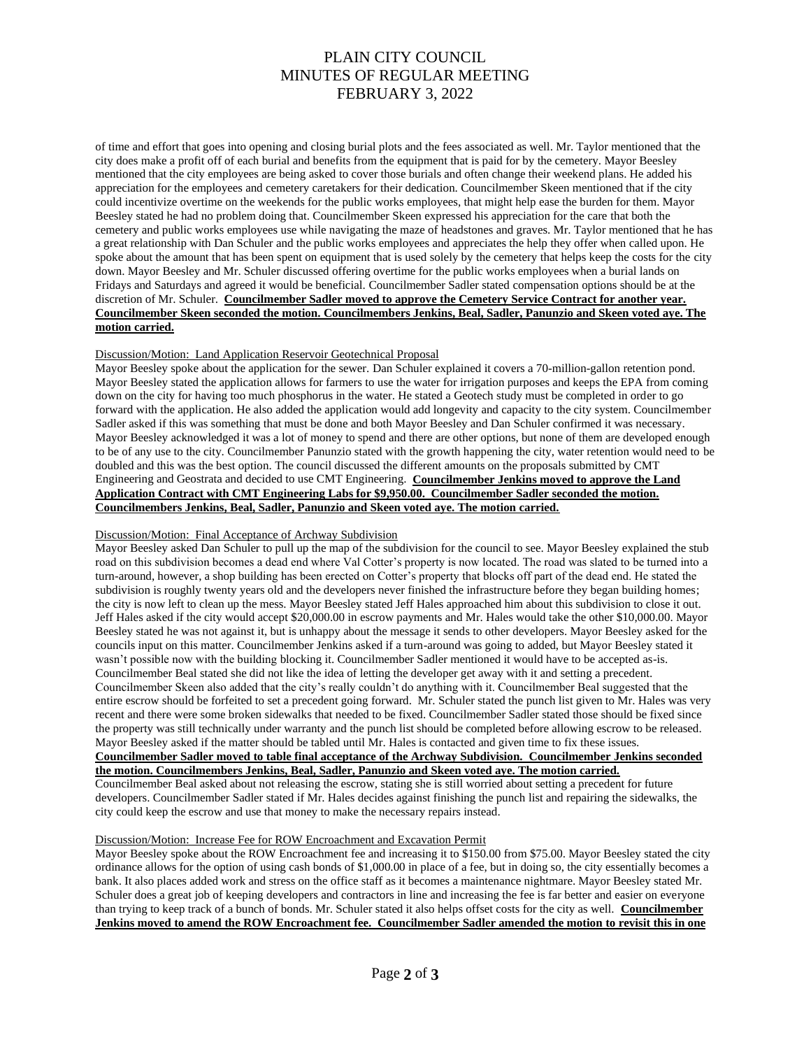of time and effort that goes into opening and closing burial plots and the fees associated as well. Mr. Taylor mentioned that the city does make a profit off of each burial and benefits from the equipment that is paid for by the cemetery. Mayor Beesley mentioned that the city employees are being asked to cover those burials and often change their weekend plans. He added his appreciation for the employees and cemetery caretakers for their dedication. Councilmember Skeen mentioned that if the city could incentivize overtime on the weekends for the public works employees, that might help ease the burden for them. Mayor Beesley stated he had no problem doing that. Councilmember Skeen expressed his appreciation for the care that both the cemetery and public works employees use while navigating the maze of headstones and graves. Mr. Taylor mentioned that he has a great relationship with Dan Schuler and the public works employees and appreciates the help they offer when called upon. He spoke about the amount that has been spent on equipment that is used solely by the cemetery that helps keep the costs for the city down. Mayor Beesley and Mr. Schuler discussed offering overtime for the public works employees when a burial lands on Fridays and Saturdays and agreed it would be beneficial. Councilmember Sadler stated compensation options should be at the discretion of Mr. Schuler. **Councilmember Sadler moved to approve the Cemetery Service Contract for another year. Councilmember Skeen seconded the motion. Councilmembers Jenkins, Beal, Sadler, Panunzio and Skeen voted aye. The motion carried.**

Discussion/Motion: Land Application Reservoir Geotechnical Proposal

Mayor Beesley spoke about the application for the sewer. Dan Schuler explained it covers a 70-million-gallon retention pond. Mayor Beesley stated the application allows for farmers to use the water for irrigation purposes and keeps the EPA from coming down on the city for having too much phosphorus in the water. He stated a Geotech study must be completed in order to go forward with the application. He also added the application would add longevity and capacity to the city system. Councilmember Sadler asked if this was something that must be done and both Mayor Beesley and Dan Schuler confirmed it was necessary. Mayor Beesley acknowledged it was a lot of money to spend and there are other options, but none of them are developed enough to be of any use to the city. Councilmember Panunzio stated with the growth happening the city, water retention would need to be doubled and this was the best option. The council discussed the different amounts on the proposals submitted by CMT Engineering and Geostrata and decided to use CMT Engineering. **Councilmember Jenkins moved to approve the Land Application Contract with CMT Engineering Labs for $9,950.00. Councilmember Sadler seconded the motion. Councilmembers Jenkins, Beal, Sadler, Panunzio and Skeen voted aye. The motion carried.**

Discussion/Motion: Final Acceptance of Archway Subdivision

Mayor Beesley asked Dan Schuler to pull up the map of the subdivision for the council to see. Mayor Beesley explained the stub road on this subdivision becomes a dead end where Val Cotter's property is now located. The road was slated to be turned into a turn-around, however, a shop building has been erected on Cotter's property that blocks off part of the dead end. He stated the subdivision is roughly twenty years old and the developers never finished the infrastructure before they began building homes; the city is now left to clean up the mess. Mayor Beesley stated Jeff Hales approached him about this subdivision to close it out. Jeff Hales asked if the city would accept $20,000.00 in escrow payments and Mr. Hales would take the other $10,000.00. Mayor Beesley stated he was not against it, but is unhappy about the message it sends to other developers. Mayor Beesley asked for the councils input on this matter. Councilmember Jenkins asked if a turn-around was going to added, but Mayor Beesley stated it wasn't possible now with the building blocking it. Councilmember Sadler mentioned it would have to be accepted as-is. Councilmember Beal stated she did not like the idea of letting the developer get away with it and setting a precedent. Councilmember Skeen also added that the city's really couldn't do anything with it. Councilmember Beal suggested that the entire escrow should be forfeited to set a precedent going forward. Mr. Schuler stated the punch list given to Mr. Hales was very recent and there were some broken sidewalks that needed to be fixed. Councilmember Sadler stated those should be fixed since the property was still technically under warranty and the punch list should be completed before allowing escrow to be released. Mayor Beesley asked if the matter should be tabled until Mr. Hales is contacted and given time to fix these issues. **Councilmember Sadler moved to table final acceptance of the Archway Subdivision. Councilmember Jenkins seconded the motion. Councilmembers Jenkins, Beal, Sadler, Panunzio and Skeen voted aye. The motion carried.**

Councilmember Beal asked about not releasing the escrow, stating she is still worried about setting a precedent for future developers. Councilmember Sadler stated if Mr. Hales decides against finishing the punch list and repairing the sidewalks, the city could keep the escrow and use that money to make the necessary repairs instead.

Discussion/Motion: Increase Fee for ROW Encroachment and Excavation Permit

Mayor Beesley spoke about the ROW Encroachment fee and increasing it to $150.00 from $75.00. Mayor Beesley stated the city ordinance allows for the option of using cash bonds of $1,000.00 in place of a fee, but in doing so, the city essentially becomes a bank. It also places added work and stress on the office staff as it becomes a maintenance nightmare. Mayor Beesley stated Mr. Schuler does a great job of keeping developers and contractors in line and increasing the fee is far better and easier on everyone than trying to keep track of a bunch of bonds. Mr. Schuler stated it also helps offset costs for the city as well. **Councilmember Jenkins moved to amend the ROW Encroachment fee. Councilmember Sadler amended the motion to revisit this in one**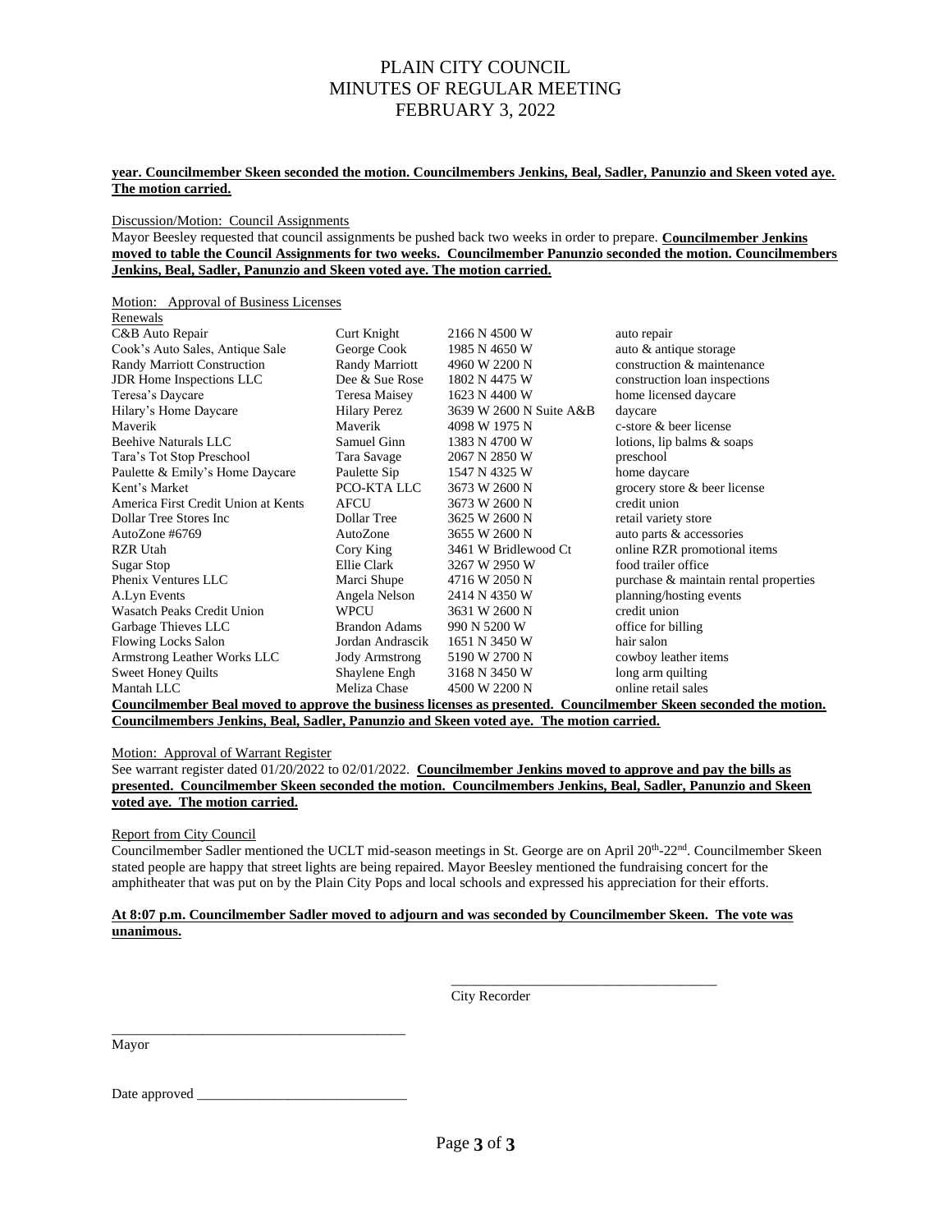**year. Councilmember Skeen seconded the motion. Councilmembers Jenkins, Beal, Sadler, Panunzio and Skeen voted aye. The motion carried.**

Discussion/Motion: Council Assignments

Mayor Beesley requested that council assignments be pushed back two weeks in order to prepare. **Councilmember Jenkins moved to table the Council Assignments for two weeks. Councilmember Panunzio seconded the motion. Councilmembers Jenkins, Beal, Sadler, Panunzio and Skeen voted aye. The motion carried.**

Motion: Approval of Business Licenses

Renewals

| | | | |
|---|---|---|---|
| C&B Auto Repair | Curt Knight | 2166 N 4500 W | auto repair |
| Cook's Auto Sales, Antique Sale | George Cook | 1985 N 4650 W | auto & antique storage |
| Randy Marriott Construction | Randy Marriott | 4960 W 2200 N | construction & maintenance |
| JDR Home Inspections LLC | Dee & Sue Rose | 1802 N 4475 W | construction loan inspections |
| Teresa's Daycare | Teresa Maisey | 1623 N 4400 W | home licensed daycare |
| Hilary's Home Daycare | Hilary Perez | 3639 W 2600 N Suite A&B | daycare |
| Maverik | Maverik | 4098 W 1975 N | c-store & beer license |
| Beehive Naturals LLC | Samuel Ginn | 1383 N 4700 W | lotions, lip balms & soaps |
| Tara's Tot Stop Preschool | Tara Savage | 2067 N 2850 W | preschool |
| Paulette & Emily's Home Daycare | Paulette Sip | 1547 N 4325 W | home daycare |
| Kent's Market | PCO-KTA LLC | 3673 W 2600 N | grocery store & beer license |
| America First Credit Union at Kents | AFCU | 3673 W 2600 N | credit union |
| Dollar Tree Stores Inc | Dollar Tree | 3625 W 2600 N | retail variety store |
| AutoZone #6769 | AutoZone | 3655 W 2600 N | auto parts & accessories |
| RZR Utah | Cory King | 3461 W Bridlewood Ct | online RZR promotional items |
| Sugar Stop | Ellie Clark | 3267 W 2950 W | food trailer office |
| Phenix Ventures LLC | Marci Shupe | 4716 W 2050 N | purchase & maintain rental properties |
| A.Lyn Events | Angela Nelson | 2414 N 4350 W | planning/hosting events |
| Wasatch Peaks Credit Union | WPCU | 3631 W 2600 N | credit union |
| Garbage Thieves LLC | Brandon Adams | 990 N 5200 W | office for billing |
| Flowing Locks Salon | Jordan Andrascik | 1651 N 3450 W | hair salon |
| Armstrong Leather Works LLC | Jody Armstrong | 5190 W 2700 N | cowboy leather items |
| Sweet Honey Quilts | Shaylene Engh | 3168 N 3450 W | long arm quilting |
| Mantah LLC | Meliza Chase | 4500 W 2200 N | online retail sales |

**Councilmember Beal moved to approve the business licenses as presented. Councilmember Skeen seconded the motion. Councilmembers Jenkins, Beal, Sadler, Panunzio and Skeen voted aye. The motion carried.**

Motion: Approval of Warrant Register

See warrant register dated 01/20/2022 to 02/01/2022. **Councilmember Jenkins moved to approve and pay the bills as presented. Councilmember Skeen seconded the motion. Councilmembers Jenkins, Beal, Sadler, Panunzio and Skeen voted aye. The motion carried.**

Report from City Council

Councilmember Sadler mentioned the UCLT mid-season meetings in St. George are on April 20th-22nd. Councilmember Skeen stated people are happy that street lights are being repaired. Mayor Beesley mentioned the fundraising concert for the amphitheater that was put on by the Plain City Pops and local schools and expressed his appreciation for their efforts.

**At 8:07 p.m. Councilmember Sadler moved to adjourn and was seconded by Councilmember Skeen. The vote was unanimous.**

\_\_\_\_\_\_\_\_\_\_\_\_\_\_\_\_\_\_\_\_\_\_\_\_\_\_\_\_\_\_\_\_\_\_\_\_\_\_
City Recorder

\_\_\_\_\_\_\_\_\_\_\_\_\_\_\_\_\_\_\_\_\_\_\_\_\_\_\_\_\_\_\_\_\_\_\_\_\_\_
Mayor

Date approved \_\_\_\_\_\_\_\_\_\_\_\_\_\_\_\_\_\_\_\_\_\_\_\_\_\_\_\_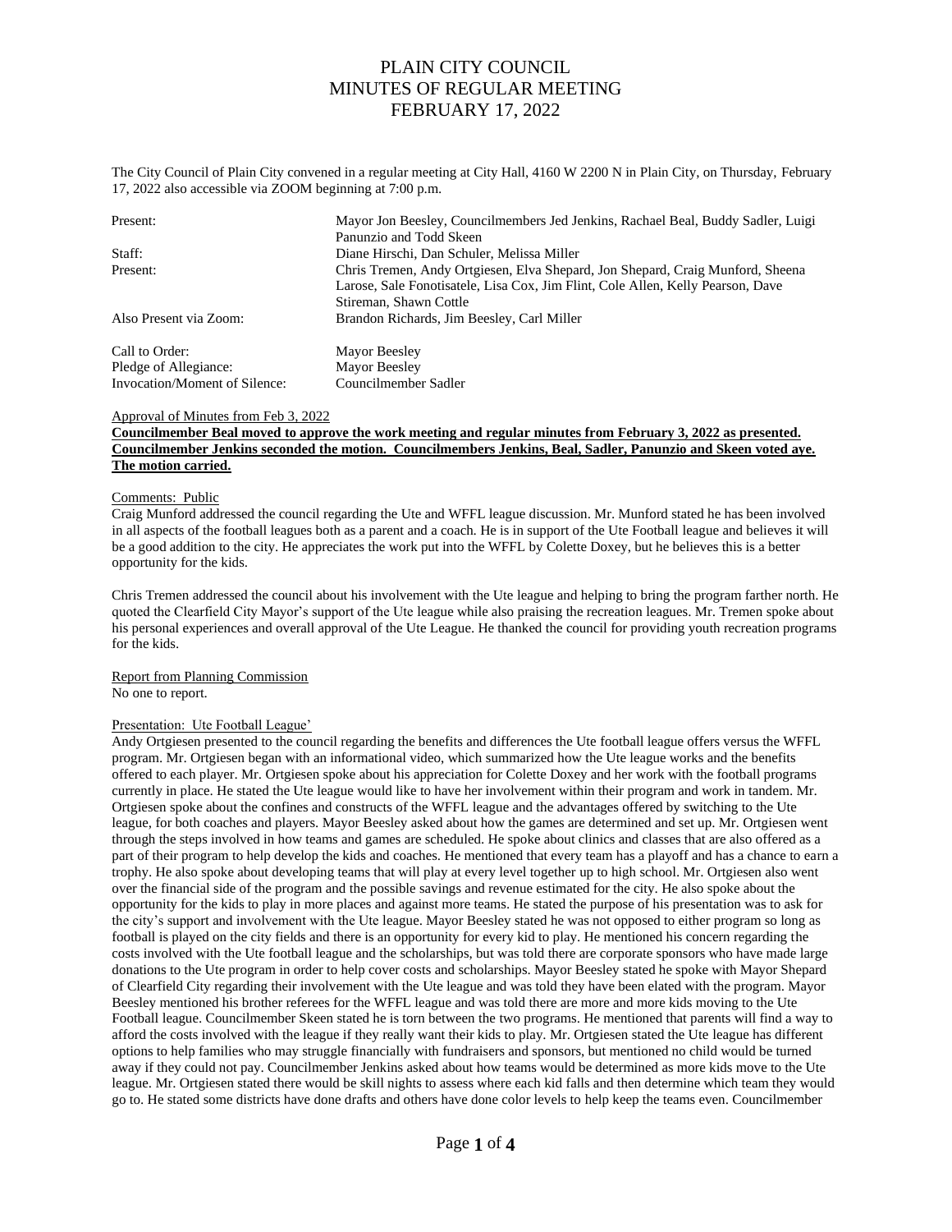# PLAIN CITY COUNCIL
# MINUTES OF REGULAR MEETING
# FEBRUARY 17, 2022

The City Council of Plain City convened in a regular meeting at City Hall, 4160 W 2200 N in Plain City, on Thursday, February 17, 2022 also accessible via ZOOM beginning at 7:00 p.m.

| | |
|---|---|
| Present: | Mayor Jon Beesley, Councilmembers Jed Jenkins, Rachael Beal, Buddy Sadler, Luigi Panunzio and Todd Skeen |
| Staff: | Diane Hirschi, Dan Schuler, Melissa Miller |
| Present: | Chris Tremen, Andy Ortgiesen, Elva Shepard, Jon Shepard, Craig Munford, Sheena Larose, Sale Fonotisatele, Lisa Cox, Jim Flint, Cole Allen, Kelly Pearson, Dave Stireman, Shawn Cottle |
| Also Present via Zoom: | Brandon Richards, Jim Beesley, Carl Miller |

| | |
|---|---|
| Call to Order: | Mayor Beesley |
| Pledge of Allegiance: | Mayor Beesley |
| Invocation/Moment of Silence: | Councilmember Sadler |

Approval of Minutes from Feb 3, 2022

**Councilmember Beal moved to approve the work meeting and regular minutes from February 3, 2022 as presented. Councilmember Jenkins seconded the motion. Councilmembers Jenkins, Beal, Sadler, Panunzio and Skeen voted aye. The motion carried.**

Comments: Public

Craig Munford addressed the council regarding the Ute and WFFL league discussion. Mr. Munford stated he has been involved in all aspects of the football leagues both as a parent and a coach. He is in support of the Ute Football league and believes it will be a good addition to the city. He appreciates the work put into the WFFL by Colette Doxey, but he believes this is a better opportunity for the kids.

Chris Tremen addressed the council about his involvement with the Ute league and helping to bring the program farther north. He quoted the Clearfield City Mayor's support of the Ute league while also praising the recreation leagues. Mr. Tremen spoke about his personal experiences and overall approval of the Ute League. He thanked the council for providing youth recreation programs for the kids.

Report from Planning Commission

No one to report.

Presentation: Ute Football League'

Andy Ortgiesen presented to the council regarding the benefits and differences the Ute football league offers versus the WFFL program. Mr. Ortgiesen began with an informational video, which summarized how the Ute league works and the benefits offered to each player. Mr. Ortgiesen spoke about his appreciation for Colette Doxey and her work with the football programs currently in place. He stated the Ute league would like to have her involvement within their program and work in tandem. Mr. Ortgiesen spoke about the confines and constructs of the WFFL league and the advantages offered by switching to the Ute league, for both coaches and players. Mayor Beesley asked about how the games are determined and set up. Mr. Ortgiesen went through the steps involved in how teams and games are scheduled. He spoke about clinics and classes that are also offered as a part of their program to help develop the kids and coaches. He mentioned that every team has a playoff and has a chance to earn a trophy. He also spoke about developing teams that will play at every level together up to high school. Mr. Ortgiesen also went over the financial side of the program and the possible savings and revenue estimated for the city. He also spoke about the opportunity for the kids to play in more places and against more teams. He stated the purpose of his presentation was to ask for the city's support and involvement with the Ute league. Mayor Beesley stated he was not opposed to either program so long as football is played on the city fields and there is an opportunity for every kid to play. He mentioned his concern regarding the costs involved with the Ute football league and the scholarships, but was told there are corporate sponsors who have made large donations to the Ute program in order to help cover costs and scholarships. Mayor Beesley stated he spoke with Mayor Shepard of Clearfield City regarding their involvement with the Ute league and was told they have been elated with the program. Mayor Beesley mentioned his brother referees for the WFFL league and was told there are more and more kids moving to the Ute Football league. Councilmember Skeen stated he is torn between the two programs. He mentioned that parents will find a way to afford the costs involved with the league if they really want their kids to play. Mr. Ortgiesen stated the Ute league has different options to help families who may struggle financially with fundraisers and sponsors, but mentioned no child would be turned away if they could not pay. Councilmember Jenkins asked about how teams would be determined as more kids move to the Ute league. Mr. Ortgiesen stated there would be skill nights to assess where each kid falls and then determine which team they would go to. He stated some districts have done drafts and others have done color levels to help keep the teams even. Councilmember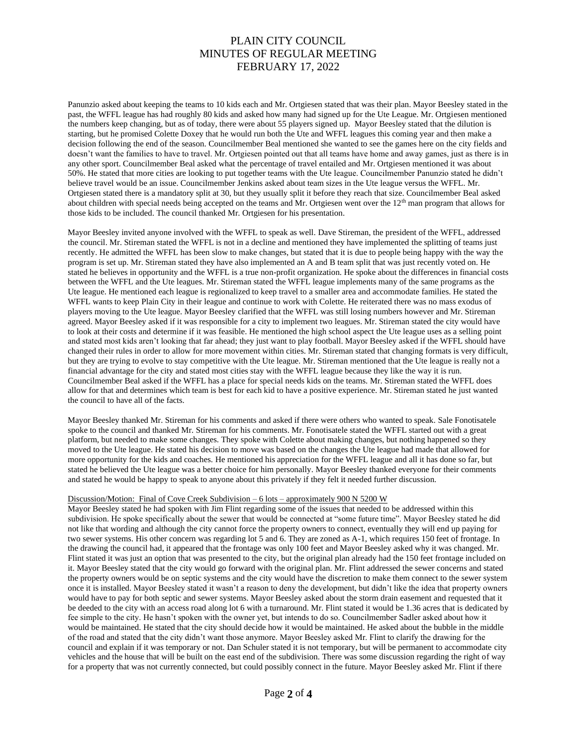Panunzio asked about keeping the teams to 10 kids each and Mr. Ortgiesen stated that was their plan. Mayor Beesley stated in the past, the WFFL league has had roughly 80 kids and asked how many had signed up for the Ute League. Mr. Ortgiesen mentioned the numbers keep changing, but as of today, there were about 55 players signed up. Mayor Beesley stated that the dilution is starting, but he promised Colette Doxey that he would run both the Ute and WFFL leagues this coming year and then make a decision following the end of the season. Councilmember Beal mentioned she wanted to see the games here on the city fields and doesn't want the families to have to travel. Mr. Ortgiesen pointed out that all teams have home and away games, just as there is in any other sport. Councilmember Beal asked what the percentage of travel entailed and Mr. Ortgiesen mentioned it was about 50%. He stated that more cities are looking to put together teams with the Ute league. Councilmember Panunzio stated he didn't believe travel would be an issue. Councilmember Jenkins asked about team sizes in the Ute league versus the WFFL. Mr. Ortgiesen stated there is a mandatory split at 30, but they usually split it before they reach that size. Councilmember Beal asked about children with special needs being accepted on the teams and Mr. Ortgiesen went over the 12th man program that allows for those kids to be included. The council thanked Mr. Ortgiesen for his presentation.

Mayor Beesley invited anyone involved with the WFFL to speak as well. Dave Stireman, the president of the WFFL, addressed the council. Mr. Stireman stated the WFFL is not in a decline and mentioned they have implemented the splitting of teams just recently. He admitted the WFFL has been slow to make changes, but stated that it is due to people being happy with the way the program is set up. Mr. Stireman stated they have also implemented an A and B team split that was just recently voted on. He stated he believes in opportunity and the WFFL is a true non-profit organization. He spoke about the differences in financial costs between the WFFL and the Ute leagues. Mr. Stireman stated the WFFL league implements many of the same programs as the Ute league. He mentioned each league is regionalized to keep travel to a smaller area and accommodate families. He stated the WFFL wants to keep Plain City in their league and continue to work with Colette. He reiterated there was no mass exodus of players moving to the Ute league. Mayor Beesley clarified that the WFFL was still losing numbers however and Mr. Stireman agreed. Mayor Beesley asked if it was responsible for a city to implement two leagues. Mr. Stireman stated the city would have to look at their costs and determine if it was feasible. He mentioned the high school aspect the Ute league uses as a selling point and stated most kids aren't looking that far ahead; they just want to play football. Mayor Beesley asked if the WFFL should have changed their rules in order to allow for more movement within cities. Mr. Stireman stated that changing formats is very difficult, but they are trying to evolve to stay competitive with the Ute league. Mr. Stireman mentioned that the Ute league is really not a financial advantage for the city and stated most cities stay with the WFFL league because they like the way it is run. Councilmember Beal asked if the WFFL has a place for special needs kids on the teams. Mr. Stireman stated the WFFL does allow for that and determines which team is best for each kid to have a positive experience. Mr. Stireman stated he just wanted the council to have all of the facts.

Mayor Beesley thanked Mr. Stireman for his comments and asked if there were others who wanted to speak. Sale Fonotisatele spoke to the council and thanked Mr. Stireman for his comments. Mr. Fonotisatele stated the WFFL started out with a great platform, but needed to make some changes. They spoke with Colette about making changes, but nothing happened so they moved to the Ute league. He stated his decision to move was based on the changes the Ute league had made that allowed for more opportunity for the kids and coaches. He mentioned his appreciation for the WFFL league and all it has done so far, but stated he believed the Ute league was a better choice for him personally. Mayor Beesley thanked everyone for their comments and stated he would be happy to speak to anyone about this privately if they felt it needed further discussion.

Discussion/Motion: Final of Cove Creek Subdivision – 6 lots – approximately 900 N 5200 W

Mayor Beesley stated he had spoken with Jim Flint regarding some of the issues that needed to be addressed within this subdivision. He spoke specifically about the sewer that would be connected at "some future time". Mayor Beesley stated he did not like that wording and although the city cannot force the property owners to connect, eventually they will end up paying for two sewer systems. His other concern was regarding lot 5 and 6. They are zoned as A-1, which requires 150 feet of frontage. In the drawing the council had, it appeared that the frontage was only 100 feet and Mayor Beesley asked why it was changed. Mr. Flint stated it was just an option that was presented to the city, but the original plan already had the 150 feet frontage included on it. Mayor Beesley stated that the city would go forward with the original plan. Mr. Flint addressed the sewer concerns and stated the property owners would be on septic systems and the city would have the discretion to make them connect to the sewer system once it is installed. Mayor Beesley stated it wasn't a reason to deny the development, but didn't like the idea that property owners would have to pay for both septic and sewer systems. Mayor Beesley asked about the storm drain easement and requested that it be deeded to the city with an access road along lot 6 with a turnaround. Mr. Flint stated it would be 1.36 acres that is dedicated by fee simple to the city. He hasn't spoken with the owner yet, but intends to do so. Councilmember Sadler asked about how it would be maintained. He stated that the city should decide how it would be maintained. He asked about the bubble in the middle of the road and stated that the city didn't want those anymore. Mayor Beesley asked Mr. Flint to clarify the drawing for the council and explain if it was temporary or not. Dan Schuler stated it is not temporary, but will be permanent to accommodate city vehicles and the house that will be built on the east end of the subdivision. There was some discussion regarding the right of way for a property that was not currently connected, but could possibly connect in the future. Mayor Beesley asked Mr. Flint if there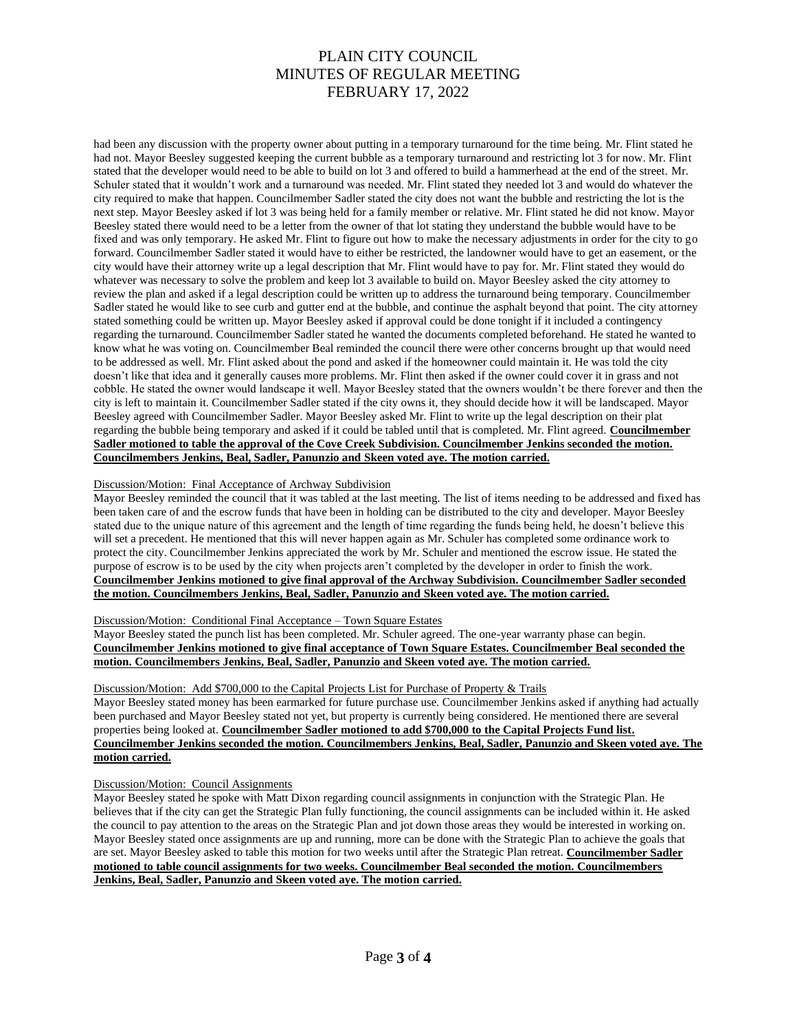had been any discussion with the property owner about putting in a temporary turnaround for the time being. Mr. Flint stated he had not. Mayor Beesley suggested keeping the current bubble as a temporary turnaround and restricting lot 3 for now. Mr. Flint stated that the developer would need to be able to build on lot 3 and offered to build a hammerhead at the end of the street. Mr. Schuler stated that it wouldn't work and a turnaround was needed. Mr. Flint stated they needed lot 3 and would do whatever the city required to make that happen. Councilmember Sadler stated the city does not want the bubble and restricting the lot is the next step. Mayor Beesley asked if lot 3 was being held for a family member or relative. Mr. Flint stated he did not know. Mayor Beesley stated there would need to be a letter from the owner of that lot stating they understand the bubble would have to be fixed and was only temporary. He asked Mr. Flint to figure out how to make the necessary adjustments in order for the city to go forward. Councilmember Sadler stated it would have to either be restricted, the landowner would have to get an easement, or the city would have their attorney write up a legal description that Mr. Flint would have to pay for. Mr. Flint stated they would do whatever was necessary to solve the problem and keep lot 3 available to build on. Mayor Beesley asked the city attorney to review the plan and asked if a legal description could be written up to address the turnaround being temporary. Councilmember Sadler stated he would like to see curb and gutter end at the bubble, and continue the asphalt beyond that point. The city attorney stated something could be written up. Mayor Beesley asked if approval could be done tonight if it included a contingency regarding the turnaround. Councilmember Sadler stated he wanted the documents completed beforehand. He stated he wanted to know what he was voting on. Councilmember Beal reminded the council there were other concerns brought up that would need to be addressed as well. Mr. Flint asked about the pond and asked if the homeowner could maintain it. He was told the city doesn't like that idea and it generally causes more problems. Mr. Flint then asked if the owner could cover it in grass and not cobble. He stated the owner would landscape it well. Mayor Beesley stated that the owners wouldn't be there forever and then the city is left to maintain it. Councilmember Sadler stated if the city owns it, they should decide how it will be landscaped. Mayor Beesley agreed with Councilmember Sadler. Mayor Beesley asked Mr. Flint to write up the legal description on their plat regarding the bubble being temporary and asked if it could be tabled until that is completed. Mr. Flint agreed. **Councilmember Sadler motioned to table the approval of the Cove Creek Subdivision. Councilmember Jenkins seconded the motion. Councilmembers Jenkins, Beal, Sadler, Panunzio and Skeen voted aye. The motion carried.**

Discussion/Motion: Final Acceptance of Archway Subdivision

Mayor Beesley reminded the council that it was tabled at the last meeting. The list of items needing to be addressed and fixed has been taken care of and the escrow funds that have been in holding can be distributed to the city and developer. Mayor Beesley stated due to the unique nature of this agreement and the length of time regarding the funds being held, he doesn't believe this will set a precedent. He mentioned that this will never happen again as Mr. Schuler has completed some ordinance work to protect the city. Councilmember Jenkins appreciated the work by Mr. Schuler and mentioned the escrow issue. He stated the purpose of escrow is to be used by the city when projects aren't completed by the developer in order to finish the work. **Councilmember Jenkins motioned to give final approval of the Archway Subdivision. Councilmember Sadler seconded the motion. Councilmembers Jenkins, Beal, Sadler, Panunzio and Skeen voted aye. The motion carried.**

Discussion/Motion: Conditional Final Acceptance – Town Square Estates

Mayor Beesley stated the punch list has been completed. Mr. Schuler agreed. The one-year warranty phase can begin. **Councilmember Jenkins motioned to give final acceptance of Town Square Estates. Councilmember Beal seconded the motion. Councilmembers Jenkins, Beal, Sadler, Panunzio and Skeen voted aye. The motion carried.**

Discussion/Motion: Add $700,000 to the Capital Projects List for Purchase of Property & Trails

Mayor Beesley stated money has been earmarked for future purchase use. Councilmember Jenkins asked if anything had actually been purchased and Mayor Beesley stated not yet, but property is currently being considered. He mentioned there are several properties being looked at. **Councilmember Sadler motioned to add $700,000 to the Capital Projects Fund list. Councilmember Jenkins seconded the motion. Councilmembers Jenkins, Beal, Sadler, Panunzio and Skeen voted aye. The motion carried.**

Discussion/Motion: Council Assignments

Mayor Beesley stated he spoke with Matt Dixon regarding council assignments in conjunction with the Strategic Plan. He believes that if the city can get the Strategic Plan fully functioning, the council assignments can be included within it. He asked the council to pay attention to the areas on the Strategic Plan and jot down those areas they would be interested in working on. Mayor Beesley stated once assignments are up and running, more can be done with the Strategic Plan to achieve the goals that are set. Mayor Beesley asked to table this motion for two weeks until after the Strategic Plan retreat. **Councilmember Sadler motioned to table council assignments for two weeks. Councilmember Beal seconded the motion. Councilmembers Jenkins, Beal, Sadler, Panunzio and Skeen voted aye. The motion carried.**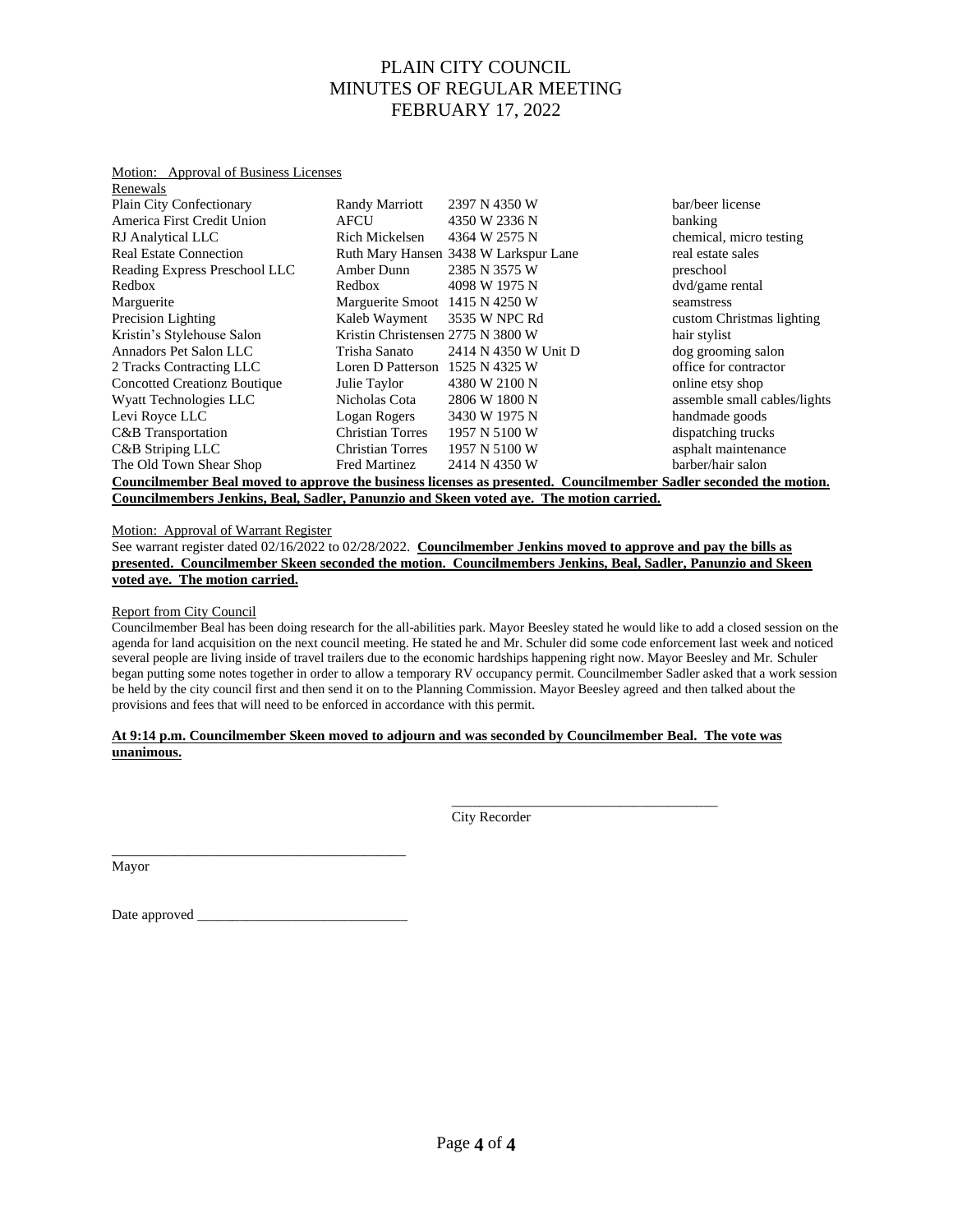# PLAIN CITY COUNCIL
# MINUTES OF REGULAR MEETING
# FEBRUARY 17, 2022

Motion: Approval of Business Licenses

Renewals

| | | | |
|---|---|---|---|
| Plain City Confectionary | Randy Marriott | 2397 N 4350 W | bar/beer license |
| America First Credit Union | AFCU | 4350 W 2336 N | banking |
| RJ Analytical LLC | Rich Mickelsen | 4364 W 2575 N | chemical, micro testing |
| Real Estate Connection | Ruth Mary Hansen | 3438 W Larkspur Lane | real estate sales |
| Reading Express Preschool LLC | Amber Dunn | 2385 N 3575 W | preschool |
| Redbox | Redbox | 4098 W 1975 N | dvd/game rental |
| Marguerite | Marguerite Smoot | 1415 N 4250 W | seamstress |
| Precision Lighting | Kaleb Wayment | 3535 W NPC Rd | custom Christmas lighting |
| Kristin's Stylehouse Salon | Kristin Christensen | 2775 N 3800 W | hair stylist |
| Annadors Pet Salon LLC | Trisha Sanato | 2414 N 4350 W Unit D | dog grooming salon |
| 2 Tracks Contracting LLC | Loren D Patterson | 1525 N 4325 W | office for contractor |
| Concotted Creationz Boutique | Julie Taylor | 4380 W 2100 N | online etsy shop |
| Wyatt Technologies LLC | Nicholas Cota | 2806 W 1800 N | assemble small cables/lights |
| Levi Royce LLC | Logan Rogers | 3430 W 1975 N | handmade goods |
| C&B Transportation | Christian Torres | 1957 N 5100 W | dispatching trucks |
| C&B Striping LLC | Christian Torres | 1957 N 5100 W | asphalt maintenance |
| The Old Town Shear Shop | Fred Martinez | 2414 N 4350 W | barber/hair salon |

**Councilmember Beal moved to approve the business licenses as presented. Councilmember Sadler seconded the motion. Councilmembers Jenkins, Beal, Sadler, Panunzio and Skeen voted aye. The motion carried.**

Motion: Approval of Warrant Register

See warrant register dated 02/16/2022 to 02/28/2022. **Councilmember Jenkins moved to approve and pay the bills as presented. Councilmember Skeen seconded the motion. Councilmembers Jenkins, Beal, Sadler, Panunzio and Skeen voted aye. The motion carried.**

Report from City Council

Councilmember Beal has been doing research for the all-abilities park. Mayor Beesley stated he would like to add a closed session on the agenda for land acquisition on the next council meeting. He stated he and Mr. Schuler did some code enforcement last week and noticed several people are living inside of travel trailers due to the economic hardships happening right now. Mayor Beesley and Mr. Schuler began putting some notes together in order to allow a temporary RV occupancy permit. Councilmember Sadler asked that a work session be held by the city council first and then send it on to the Planning Commission. Mayor Beesley agreed and then talked about the provisions and fees that will need to be enforced in accordance with this permit.

**At 9:14 p.m. Councilmember Skeen moved to adjourn and was seconded by Councilmember Beal. The vote was unanimous.**

\_\_\_\_\_\_\_\_\_\_\_\_\_\_\_\_\_\_\_\_\_\_\_\_\_\_\_\_\_\_\_\_\_\_\_\_\_\_
City Recorder

\_\_\_\_\_\_\_\_\_\_\_\_\_\_\_\_\_\_\_\_\_\_\_\_\_\_\_\_\_\_\_\_\_\_\_\_\_\_
Mayor

Date approved \_\_\_\_\_\_\_\_\_\_\_\_\_\_\_\_\_\_\_\_\_\_\_\_\_\_\_\_\_\_